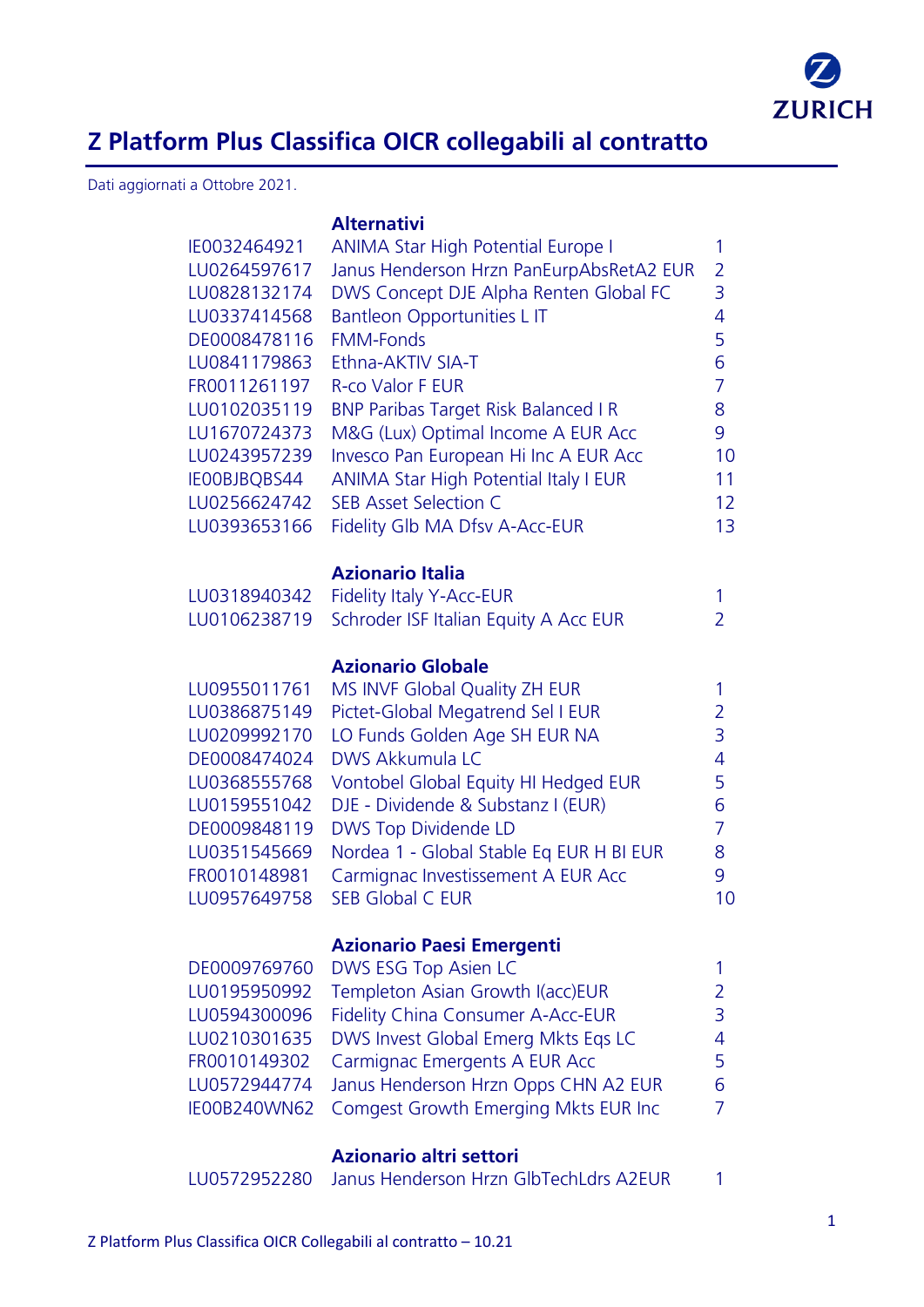# Z Platform Plus Classifica OICR collegabili al contratto

Dati aggiornati a Ottobre 2021.

## Alternativi

| ISIN | Nome | Classifica |
|---|---|---|
| IE0032464921 | ANIMA Star High Potential Europe I | 1 |
| LU0264597617 | Janus Henderson Hrzn PanEurpAbsRetA2 EUR | 2 |
| LU0828132174 | DWS Concept DJE Alpha Renten Global FC | 3 |
| LU0337414568 | Bantleon Opportunities L IT | 4 |
| DE0008478116 | FMM-Fonds | 5 |
| LU0841179863 | Ethna-AKTIV SIA-T | 6 |
| FR0011261197 | R-co Valor F EUR | 7 |
| LU0102035119 | BNP Paribas Target Risk Balanced I R | 8 |
| LU1670724373 | M&G (Lux) Optimal Income A EUR Acc | 9 |
| LU0243957239 | Invesco Pan European Hi Inc A EUR Acc | 10 |
| IE00BJBQBS44 | ANIMA Star High Potential Italy I EUR | 11 |
| LU0256624742 | SEB Asset Selection C | 12 |
| LU0393653166 | Fidelity Glb MA Dfsv A-Acc-EUR | 13 |

## Azionario Italia

| ISIN | Nome | Classifica |
|---|---|---|
| LU0318940342 | Fidelity Italy Y-Acc-EUR | 1 |
| LU0106238719 | Schroder ISF Italian Equity A Acc EUR | 2 |

## Azionario Globale

| ISIN | Nome | Classifica |
|---|---|---|
| LU0955011761 | MS INVF Global Quality ZH EUR | 1 |
| LU0386875149 | Pictet-Global Megatrend Sel I EUR | 2 |
| LU0209992170 | LO Funds Golden Age SH EUR NA | 3 |
| DE0008474024 | DWS Akkumula LC | 4 |
| LU0368555768 | Vontobel Global Equity HI Hedged EUR | 5 |
| LU0159551042 | DJE - Dividende & Substanz I (EUR) | 6 |
| DE0009848119 | DWS Top Dividende LD | 7 |
| LU0351545669 | Nordea 1 - Global Stable Eq EUR H BI EUR | 8 |
| FR0010148981 | Carmignac Investissement A EUR Acc | 9 |
| LU0957649758 | SEB Global C EUR | 10 |

## Azionario Paesi Emergenti

| ISIN | Nome | Classifica |
|---|---|---|
| DE0009769760 | DWS ESG Top Asien LC | 1 |
| LU0195950992 | Templeton Asian Growth I(acc)EUR | 2 |
| LU0594300096 | Fidelity China Consumer A-Acc-EUR | 3 |
| LU0210301635 | DWS Invest Global Emerg Mkts Eqs LC | 4 |
| FR0010149302 | Carmignac Emergents A EUR Acc | 5 |
| LU0572944774 | Janus Henderson Hrzn Opps CHN A2 EUR | 6 |
| IE00B240WN62 | Comgest Growth Emerging Mkts EUR Inc | 7 |

## Azionario altri settori

| ISIN | Nome | Classifica |
|---|---|---|
| LU0572952280 | Janus Henderson Hrzn GlbTechLdrs A2EUR | 1 |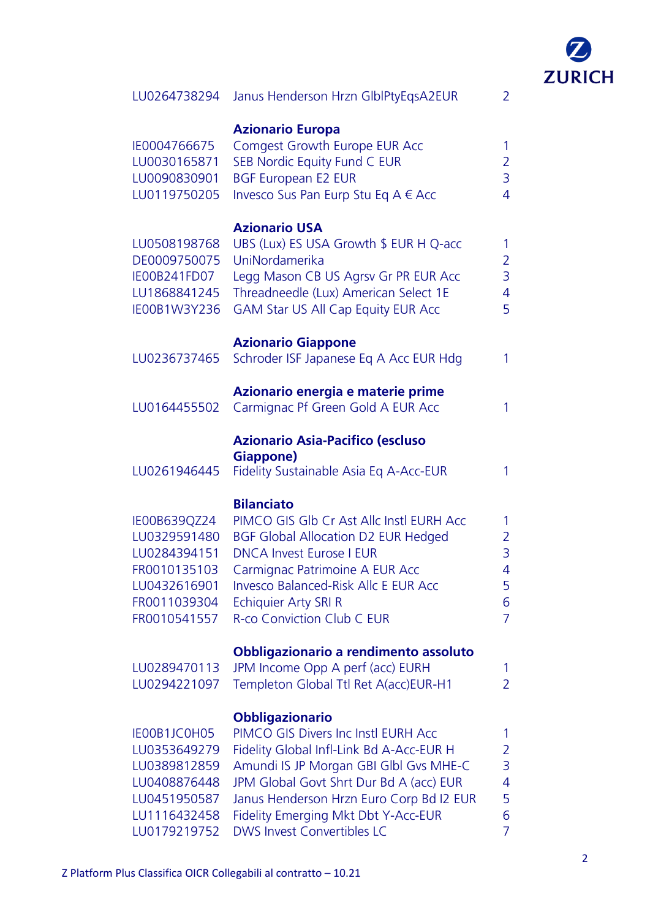| | | |
|---|---|---|
| LU0264738294 | Janus Henderson Hrzn GlblPtyEqsA2EUR | 2 |
| | **Azionario Europa** | |
| IE0004766675 | Comgest Growth Europe EUR Acc | 1 |
| LU0030165871 | SEB Nordic Equity Fund C EUR | 2 |
| LU0090830901 | BGF European E2 EUR | 3 |
| LU0119750205 | Invesco Sus Pan Eurp Stu Eq A € Acc | 4 |
| | **Azionario USA** | |
| LU0508198768 | UBS (Lux) ES USA Growth $ EUR H Q-acc | 1 |
| DE0009750075 | UniNordamerika | 2 |
| IE00B241FD07 | Legg Mason CB US Agrsv Gr PR EUR Acc | 3 |
| LU1868841245 | Threadneedle (Lux) American Select 1E | 4 |
| IE00B1W3Y236 | GAM Star US All Cap Equity EUR Acc | 5 |
| | **Azionario Giappone** | |
| LU0236737465 | Schroder ISF Japanese Eq A Acc EUR Hdg | 1 |
| | **Azionario energia e materie prime** | |
| LU0164455502 | Carmignac Pf Green Gold A EUR Acc | 1 |
| | **Azionario Asia-Pacifico (escluso Giappone)** | |
| LU0261946445 | Fidelity Sustainable Asia Eq A-Acc-EUR | 1 |
| | **Bilanciato** | |
| IE00B639QZ24 | PIMCO GIS Glb Cr Ast Allc Instl EURH Acc | 1 |
| LU0329591480 | BGF Global Allocation D2 EUR Hedged | 2 |
| LU0284394151 | DNCA Invest Eurose I EUR | 3 |
| FR0010135103 | Carmignac Patrimoine A EUR Acc | 4 |
| LU0432616901 | Invesco Balanced-Risk Allc E EUR Acc | 5 |
| FR0011039304 | Echiquier Arty SRI R | 6 |
| FR0010541557 | R-co Conviction Club C EUR | 7 |
| | **Obbligazionario a rendimento assoluto** | |
| LU0289470113 | JPM Income Opp A perf (acc) EURH | 1 |
| LU0294221097 | Templeton Global Ttl Ret A(acc)EUR-H1 | 2 |
| | **Obbligazionario** | |
| IE00B1JC0H05 | PIMCO GIS Divers Inc Instl EURH Acc | 1 |
| LU0353649279 | Fidelity Global Infl-Link Bd A-Acc-EUR H | 2 |
| LU0389812859 | Amundi IS JP Morgan GBI Glbl Gvs MHE-C | 3 |
| LU0408876448 | JPM Global Govt Shrt Dur Bd A (acc) EUR | 4 |
| LU0451950587 | Janus Henderson Hrzn Euro Corp Bd I2 EUR | 5 |
| LU1116432458 | Fidelity Emerging Mkt Dbt Y-Acc-EUR | 6 |
| LU0179219752 | DWS Invest Convertibles LC | 7 |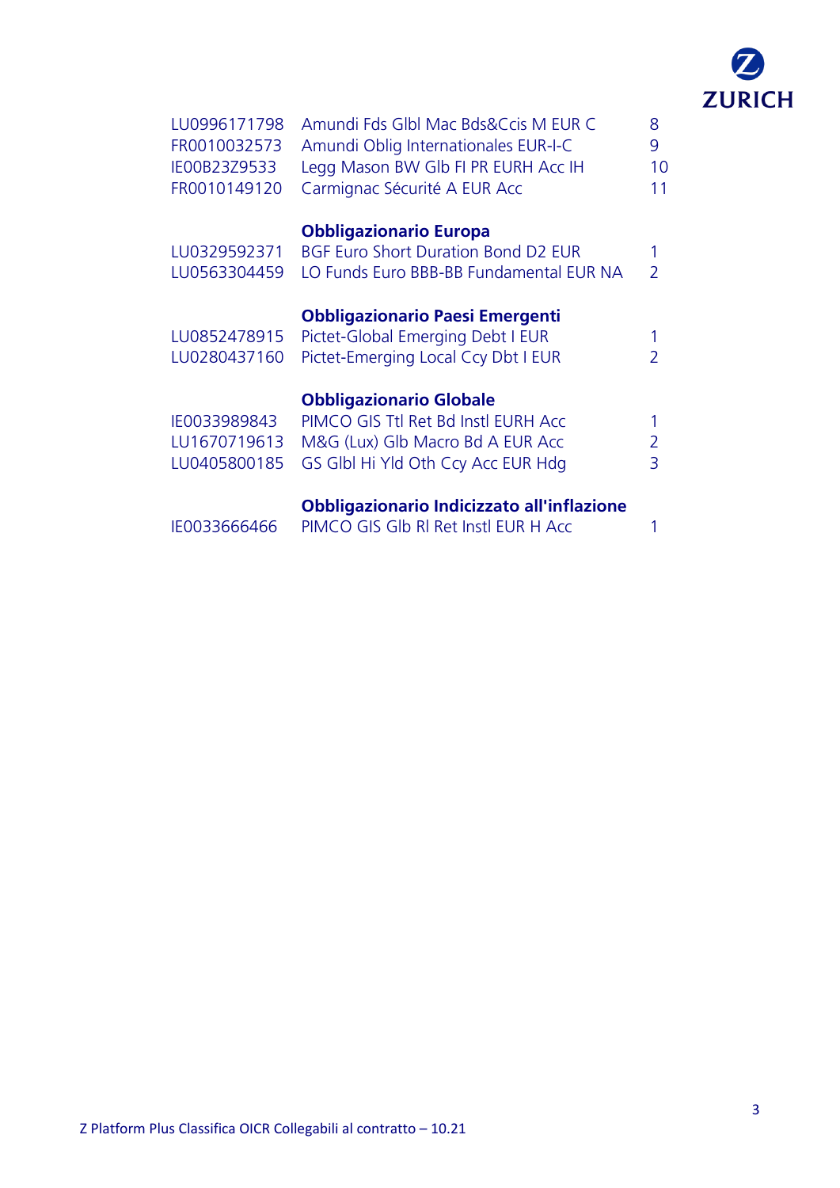| | | |
|---|---|---|
| LU0996171798 | Amundi Fds Glbl Mac Bds&Ccis M EUR C | 8 |
| FR0010032573 | Amundi Oblig Internationales EUR-I-C | 9 |
| IE00B23Z9533 | Legg Mason BW Glb FI PR EURH Acc IH | 10 |
| FR0010149120 | Carmignac Sécurité A EUR Acc | 11 |
| | **Obbligazionario Europa** | |
| LU0329592371 | BGF Euro Short Duration Bond D2 EUR | 1 |
| LU0563304459 | LO Funds Euro BBB-BB Fundamental EUR NA | 2 |
| | **Obbligazionario Paesi Emergenti** | |
| LU0852478915 | Pictet-Global Emerging Debt I EUR | 1 |
| LU0280437160 | Pictet-Emerging Local Ccy Dbt I EUR | 2 |
| | **Obbligazionario Globale** | |
| IE0033989843 | PIMCO GIS Ttl Ret Bd Instl EURH Acc | 1 |
| LU1670719613 | M&G (Lux) Glb Macro Bd A EUR Acc | 2 |
| LU0405800185 | GS Glbl Hi Yld Oth Ccy Acc EUR Hdg | 3 |
| | **Obbligazionario Indicizzato all'inflazione** | |
| IE0033666466 | PIMCO GIS Glb Rl Ret Instl EUR H Acc | 1 |

Z Platform Plus Classifica OICR Collegabili al contratto – 10.21